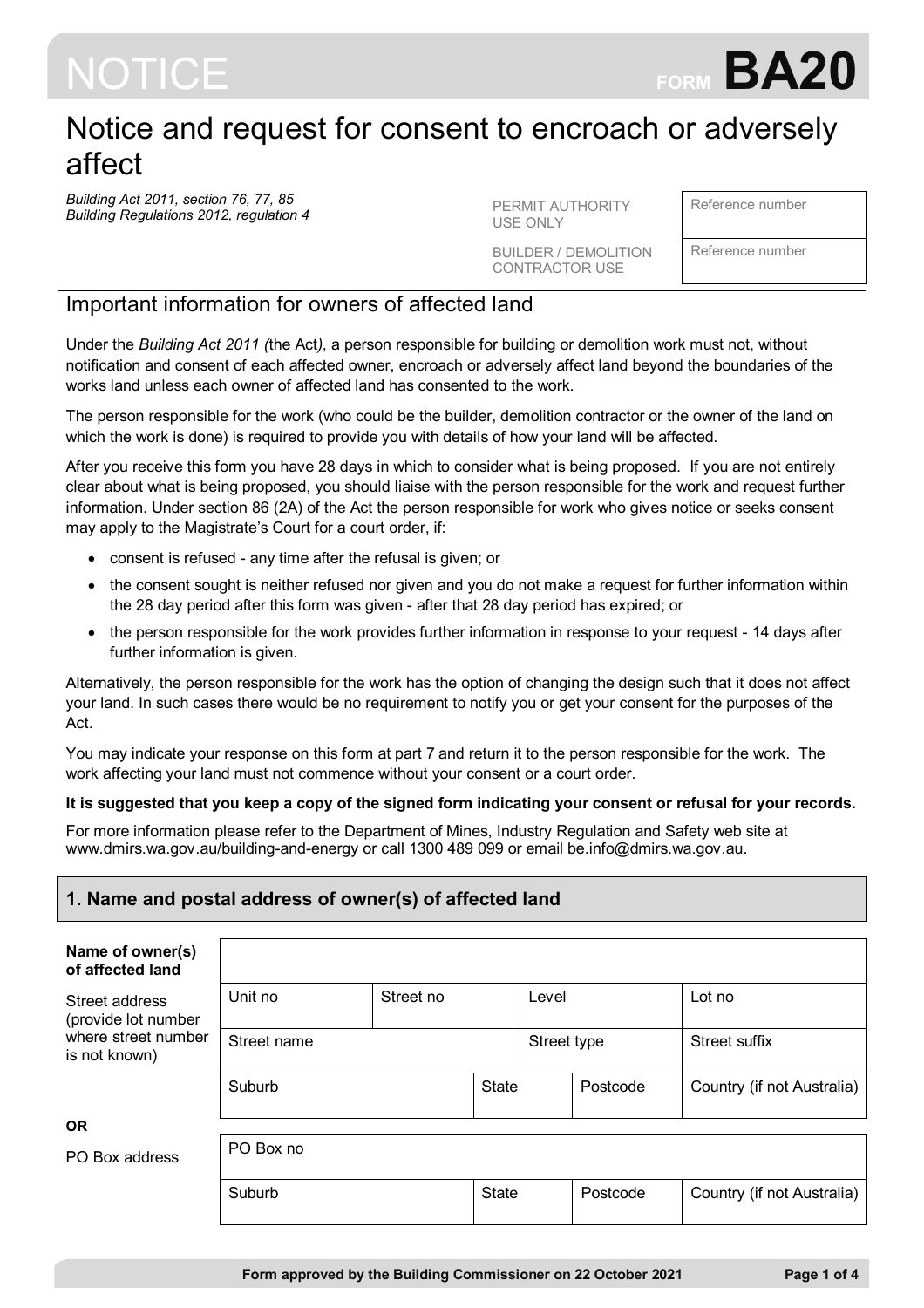# NOTICE

**FORM BA20**

# Notice and request for consent to encroach or adversely affect

*Building Act 2011, section 76, 77, 85*
*Building Regulations 2012, regulation 4*

| | |
|---|---|
| PERMIT AUTHORITY USE ONLY | Reference number |
| BUILDER / DEMOLITION CONTRACTOR USE | Reference number |

## Important information for owners of affected land

Under the *Building Act 2011 (*the Act*)*, a person responsible for building or demolition work must not, without notification and consent of each affected owner, encroach or adversely affect land beyond the boundaries of the works land unless each owner of affected land has consented to the work.

The person responsible for the work (who could be the builder, demolition contractor or the owner of the land on which the work is done) is required to provide you with details of how your land will be affected.

After you receive this form you have 28 days in which to consider what is being proposed. If you are not entirely clear about what is being proposed, you should liaise with the person responsible for the work and request further information. Under section 86 (2A) of the Act the person responsible for work who gives notice or seeks consent may apply to the Magistrate's Court for a court order, if:

- consent is refused - any time after the refusal is given; or
- the consent sought is neither refused nor given and you do not make a request for further information within the 28 day period after this form was given - after that 28 day period has expired; or
- the person responsible for the work provides further information in response to your request - 14 days after further information is given.

Alternatively, the person responsible for the work has the option of changing the design such that it does not affect your land. In such cases there would be no requirement to notify you or get your consent for the purposes of the Act.

You may indicate your response on this form at part 7 and return it to the person responsible for the work. The work affecting your land must not commence without your consent or a court order.

**It is suggested that you keep a copy of the signed form indicating your consent or refusal for your records.**

For more information please refer to the Department of Mines, Industry Regulation and Safety web site at www.dmirs.wa.gov.au/building-and-energy or call 1300 489 099 or email be.info@dmirs.wa.gov.au.

## 1. Name and postal address of owner(s) of affected land

**Name of owner(s) of affected land**

Street address (provide lot number where street number is not known)

| Unit no | Street no | Level | Lot no |
|---|---|---|---|
| Street name | | Street type | Street suffix |
| Suburb | State | Postcode | Country (if not Australia) |

**OR**

PO Box address

| PO Box no | | | |
|---|---|---|---|
| Suburb | State | Postcode | Country (if not Australia) |

Form approved by the Building Commissioner on 22 October 2021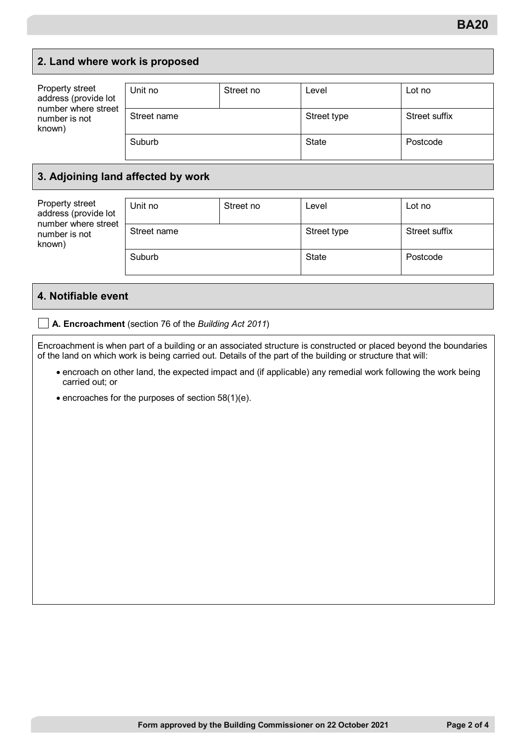## 2. Land where work is proposed

Property street address (provide lot number where street number is not known)

| Unit no | Street no | Level | Lot no |
|---|---|---|---|
| Street name | | Street type | Street suffix |
| Suburb | | State | Postcode |

## 3. Adjoining land affected by work

Property street address (provide lot number where street number is not known)

| Unit no | Street no | Level | Lot no |
|---|---|---|---|
| Street name | | Street type | Street suffix |
| Suburb | | State | Postcode |

## 4. Notifiable event

☐ **A. Encroachment** (section 76 of the *Building Act 2011*)

Encroachment is when part of a building or an associated structure is constructed or placed beyond the boundaries of the land on which work is being carried out. Details of the part of the building or structure that will:

- encroach on other land, the expected impact and (if applicable) any remedial work following the work being carried out; or
- encroaches for the purposes of section 58(1)(e).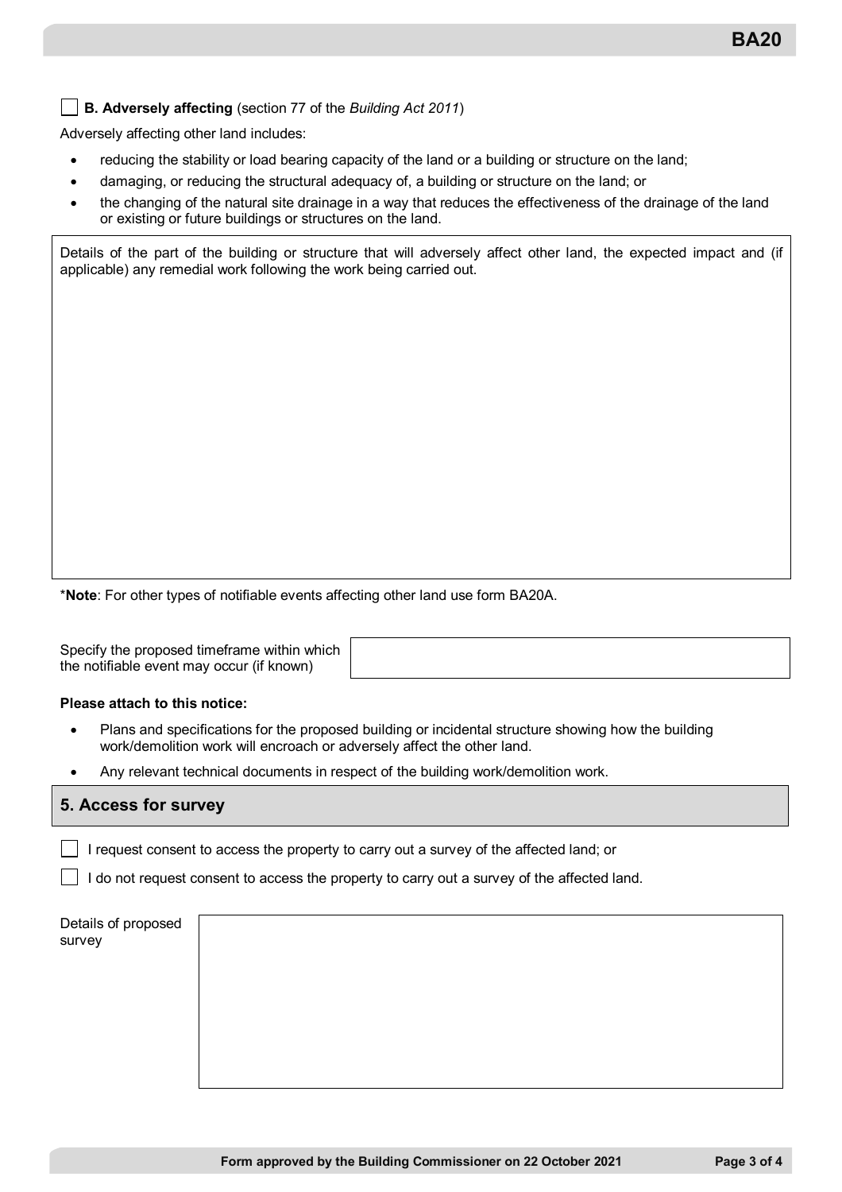☐ **B. Adversely affecting** (section 77 of the *Building Act 2011*)

Adversely affecting other land includes:

- reducing the stability or load bearing capacity of the land or a building or structure on the land;
- damaging, or reducing the structural adequacy of, a building or structure on the land; or
- the changing of the natural site drainage in a way that reduces the effectiveness of the drainage of the land or existing or future buildings or structures on the land.

Details of the part of the building or structure that will adversely affect other land, the expected impact and (if applicable) any remedial work following the work being carried out.

*__Note__: For other types of notifiable events affecting other land use form BA20A.

Specify the proposed timeframe within which the notifiable event may occur (if known)

**Please attach to this notice:**

- Plans and specifications for the proposed building or incidental structure showing how the building work/demolition work will encroach or adversely affect the other land.
- Any relevant technical documents in respect of the building work/demolition work.

## 5. Access for survey

☐ I request consent to access the property to carry out a survey of the affected land; or

☐ I do not request consent to access the property to carry out a survey of the affected land.

Details of proposed survey

Form approved by the Building Commissioner on 22 October 2021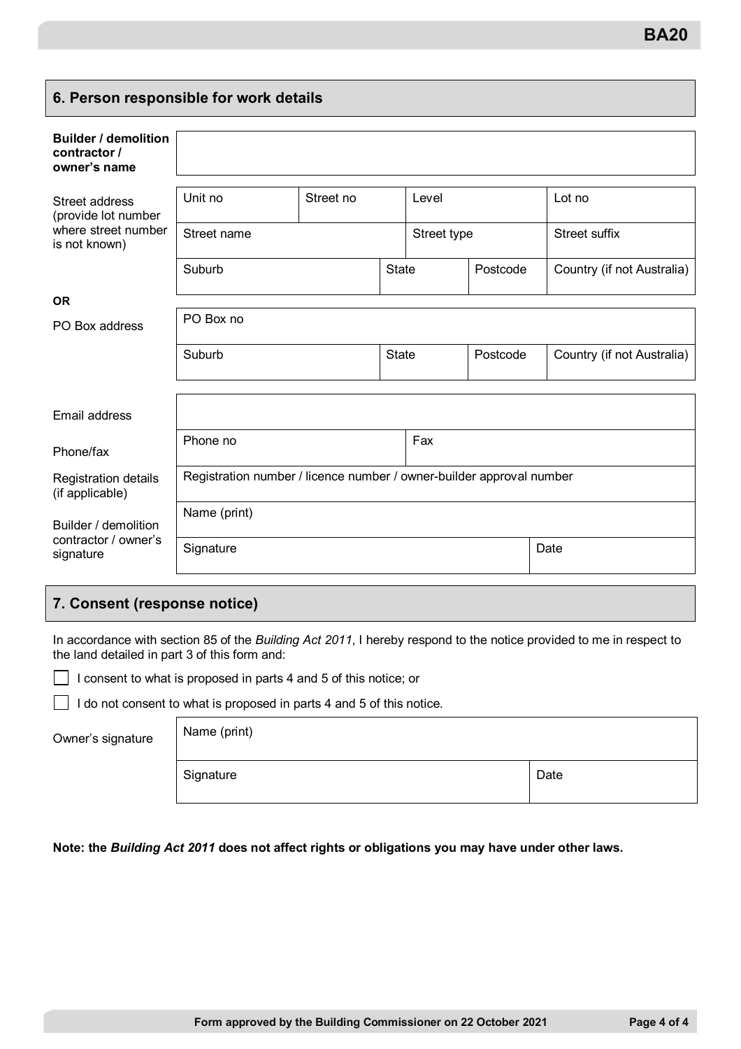## 6. Person responsible for work details

| | | | | | |
|---|---|---|---|---|---|
| **Builder / demolition contractor / owner's name** | | | | | |
| Street address (provide lot number where street number is not known) | Unit no | Street no | Level | | Lot no |
| | Street name | | Street type | | Street suffix |
| | Suburb | | State | Postcode | Country (if not Australia) |
| **OR** | | | | | |
| PO Box address | PO Box no | | | | |
| | Suburb | | State | Postcode | Country (if not Australia) |
| Email address | | | | | |
| Phone/fax | Phone no | | Fax | | |
| Registration details (if applicable) | Registration number / licence number / owner-builder approval number | | | | |
| Builder / demolition contractor / owner's signature | Name (print) | | | | |
| | Signature | | | | Date |

## 7. Consent (response notice)

In accordance with section 85 of the *Building Act 2011*, I hereby respond to the notice provided to me in respect to the land detailed in part 3 of this form and:

☐ I consent to what is proposed in parts 4 and 5 of this notice; or

☐ I do not consent to what is proposed in parts 4 and 5 of this notice.

| | | |
|---|---|---|
| Owner's signature | Name (print) | |
| | Signature | Date |

**Note: the *Building Act 2011* does not affect rights or obligations you may have under other laws.**

Form approved by the Building Commissioner on 22 October 2021